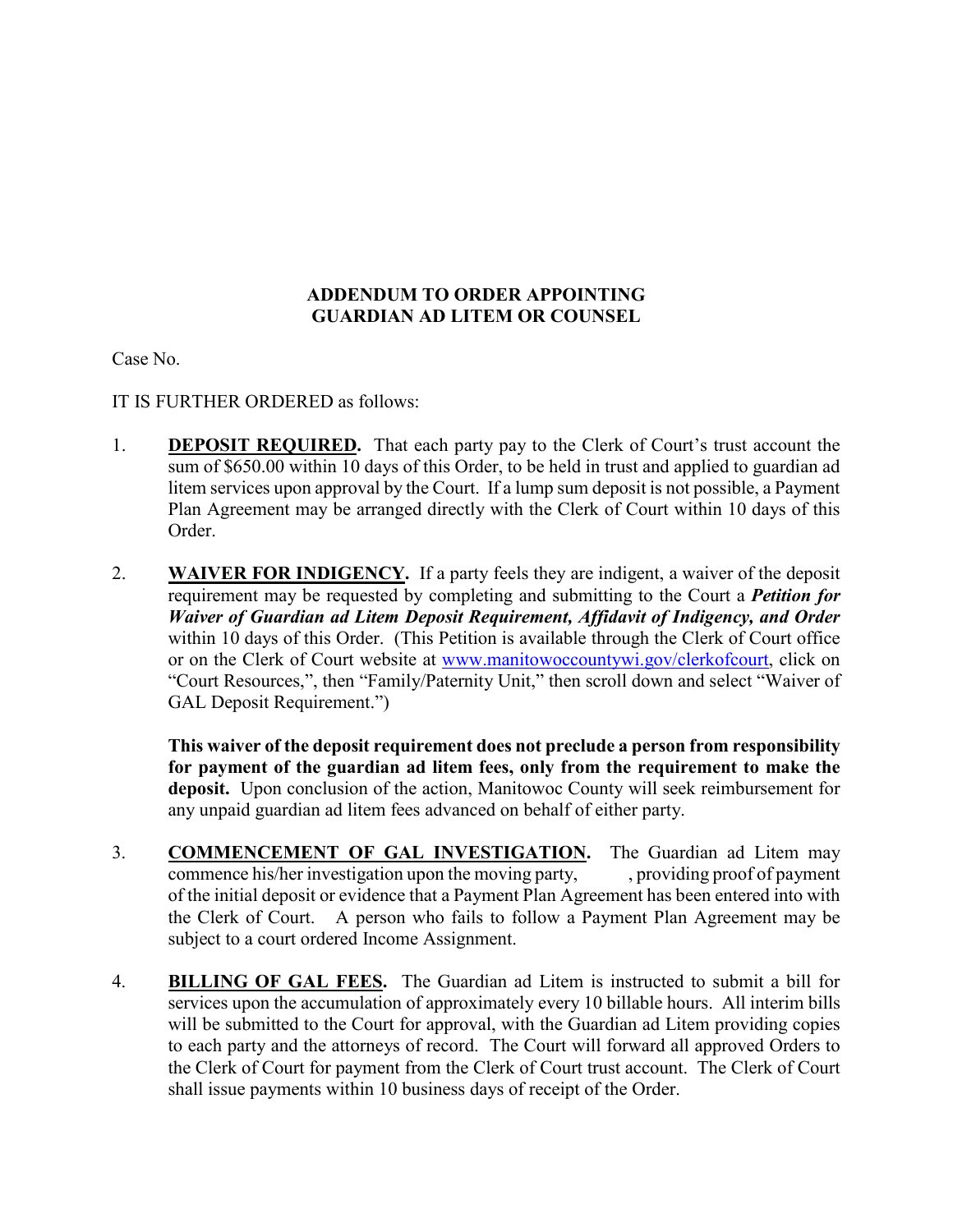**ADDENDUM TO ORDER APPOINTING GUARDIAN AD LITEM OR COUNSEL**

Case No.

IT IS FURTHER ORDERED as follows:

1. **DEPOSIT REQUIRED.** That each party pay to the Clerk of Court's trust account the sum of $650.00 within 10 days of this Order, to be held in trust and applied to guardian ad litem services upon approval by the Court. If a lump sum deposit is not possible, a Payment Plan Agreement may be arranged directly with the Clerk of Court within 10 days of this Order.

2. **WAIVER FOR INDIGENCY.** If a party feels they are indigent, a waiver of the deposit requirement may be requested by completing and submitting to the Court a ***Petition for Waiver of Guardian ad Litem Deposit Requirement, Affidavit of Indigency, and Order*** within 10 days of this Order. (This Petition is available through the Clerk of Court office or on the Clerk of Court website at [www.manitowoccountywi.gov/clerkofcourt](http://www.manitowoccountywi.gov/clerkofcourt), click on "Court Resources,", then "Family/Paternity Unit," then scroll down and select "Waiver of GAL Deposit Requirement.")

   **This waiver of the deposit requirement does not preclude a person from responsibility for payment of the guardian ad litem fees, only from the requirement to make the deposit.** Upon conclusion of the action, Manitowoc County will seek reimbursement for any unpaid guardian ad litem fees advanced on behalf of either party.

3. **COMMENCEMENT OF GAL INVESTIGATION.** The Guardian ad Litem may commence his/her investigation upon the moving party, , providing proof of payment of the initial deposit or evidence that a Payment Plan Agreement has been entered into with the Clerk of Court. A person who fails to follow a Payment Plan Agreement may be subject to a court ordered Income Assignment.

4. **BILLING OF GAL FEES.** The Guardian ad Litem is instructed to submit a bill for services upon the accumulation of approximately every 10 billable hours. All interim bills will be submitted to the Court for approval, with the Guardian ad Litem providing copies to each party and the attorneys of record. The Court will forward all approved Orders to the Clerk of Court for payment from the Clerk of Court trust account. The Clerk of Court shall issue payments within 10 business days of receipt of the Order.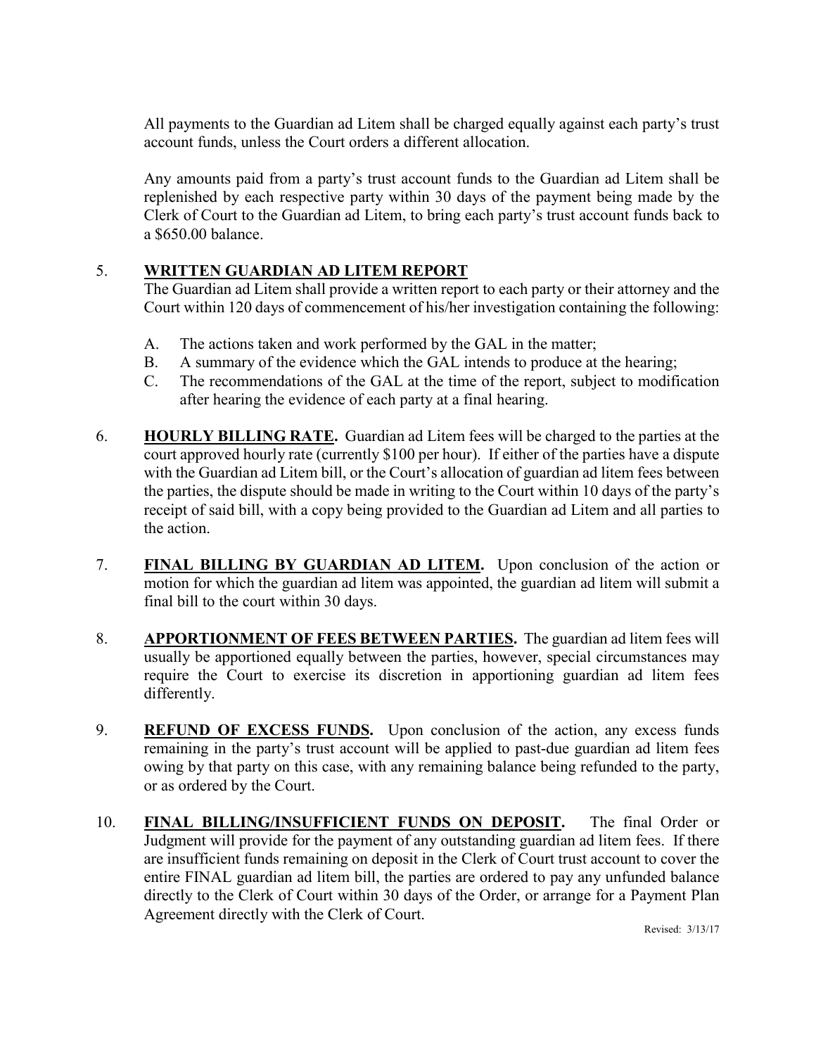All payments to the Guardian ad Litem shall be charged equally against each party's trust account funds, unless the Court orders a different allocation.

Any amounts paid from a party's trust account funds to the Guardian ad Litem shall be replenished by each respective party within 30 days of the payment being made by the Clerk of Court to the Guardian ad Litem, to bring each party's trust account funds back to a $650.00 balance.

5. **WRITTEN GUARDIAN AD LITEM REPORT**
   The Guardian ad Litem shall provide a written report to each party or their attorney and the Court within 120 days of commencement of his/her investigation containing the following:

   A. The actions taken and work performed by the GAL in the matter;
   B. A summary of the evidence which the GAL intends to produce at the hearing;
   C. The recommendations of the GAL at the time of the report, subject to modification after hearing the evidence of each party at a final hearing.

6. **HOURLY BILLING RATE.** Guardian ad Litem fees will be charged to the parties at the court approved hourly rate (currently $100 per hour). If either of the parties have a dispute with the Guardian ad Litem bill, or the Court's allocation of guardian ad litem fees between the parties, the dispute should be made in writing to the Court within 10 days of the party's receipt of said bill, with a copy being provided to the Guardian ad Litem and all parties to the action.

7. **FINAL BILLING BY GUARDIAN AD LITEM.** Upon conclusion of the action or motion for which the guardian ad litem was appointed, the guardian ad litem will submit a final bill to the court within 30 days.

8. **APPORTIONMENT OF FEES BETWEEN PARTIES.** The guardian ad litem fees will usually be apportioned equally between the parties, however, special circumstances may require the Court to exercise its discretion in apportioning guardian ad litem fees differently.

9. **REFUND OF EXCESS FUNDS.** Upon conclusion of the action, any excess funds remaining in the party's trust account will be applied to past-due guardian ad litem fees owing by that party on this case, with any remaining balance being refunded to the party, or as ordered by the Court.

10. **FINAL BILLING/INSUFFICIENT FUNDS ON DEPOSIT.** The final Order or Judgment will provide for the payment of any outstanding guardian ad litem fees. If there are insufficient funds remaining on deposit in the Clerk of Court trust account to cover the entire FINAL guardian ad litem bill, the parties are ordered to pay any unfunded balance directly to the Clerk of Court within 30 days of the Order, or arrange for a Payment Plan Agreement directly with the Clerk of Court.

Revised: 3/13/17